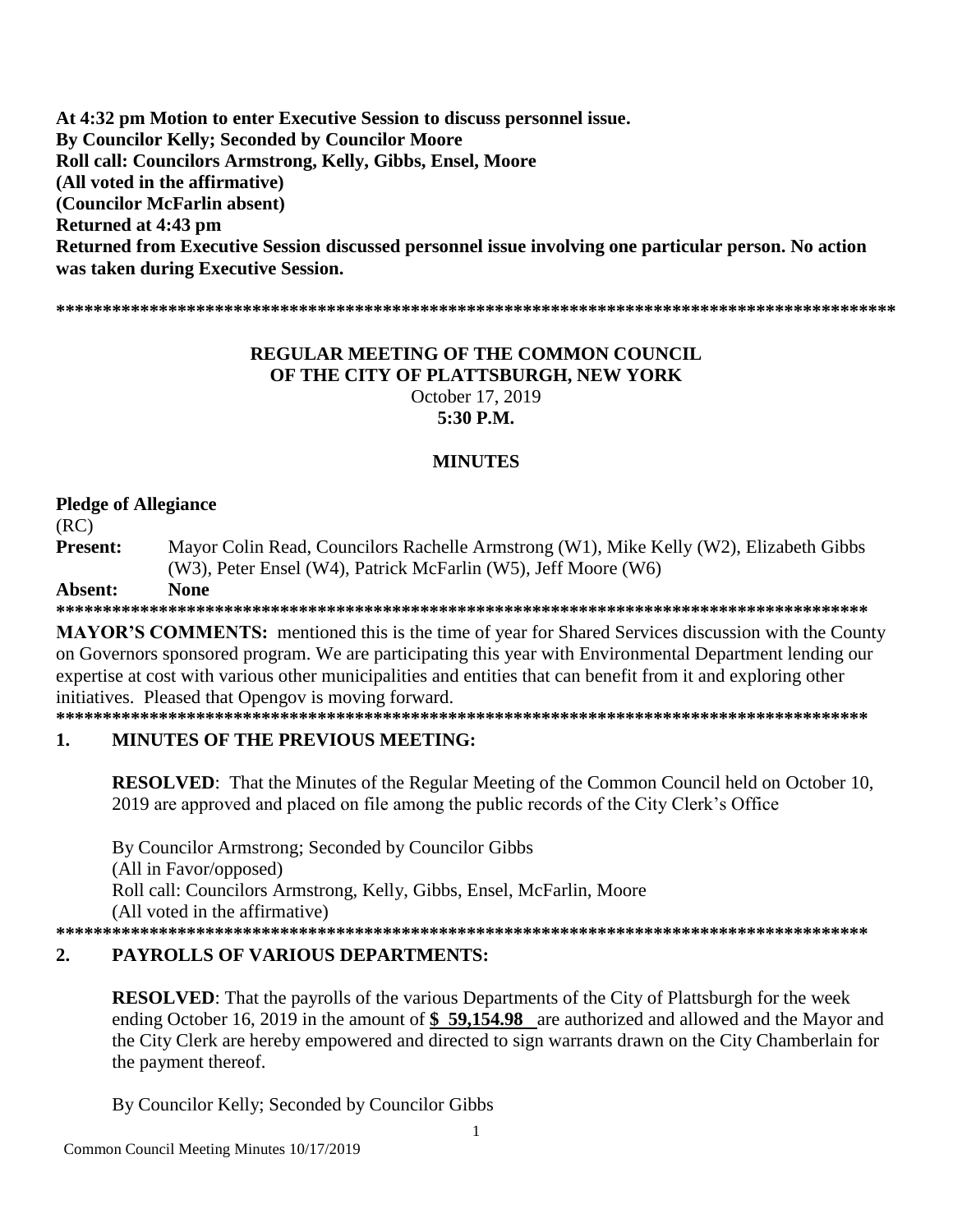**At 4:32 pm Motion to enter Executive Session to discuss personnel issue.**
**By Councilor Kelly; Seconded by Councilor Moore**
**Roll call: Councilors Armstrong, Kelly, Gibbs, Ensel, Moore**
**(All voted in the affirmative)**
**(Councilor McFarlin absent)**
**Returned at 4:43 pm**
**Returned from Executive Session discussed personnel issue involving one particular person. No action was taken during Executive Session.**

**************************************************************************************************

# REGULAR MEETING OF THE COMMON COUNCIL OF THE CITY OF PLATTSBURGH, NEW YORK

October 17, 2019
**5:30 P.M.**

## MINUTES

**Pledge of Allegiance**
(RC)

**Present:** Mayor Colin Read, Councilors Rachelle Armstrong (W1), Mike Kelly (W2), Elizabeth Gibbs (W3), Peter Ensel (W4), Patrick McFarlin (W5), Jeff Moore (W6)

**Absent:** **None**

**************************************************************************************************

**MAYOR'S COMMENTS:** mentioned this is the time of year for Shared Services discussion with the County on Governors sponsored program. We are participating this year with Environmental Department lending our expertise at cost with various other municipalities and entities that can benefit from it and exploring other initiatives. Pleased that Opengov is moving forward.

**************************************************************************************************

## 1. MINUTES OF THE PREVIOUS MEETING:

**RESOLVED**: That the Minutes of the Regular Meeting of the Common Council held on October 10, 2019 are approved and placed on file among the public records of the City Clerk's Office

By Councilor Armstrong; Seconded by Councilor Gibbs
(All in Favor/opposed)
Roll call: Councilors Armstrong, Kelly, Gibbs, Ensel, McFarlin, Moore
(All voted in the affirmative)

**************************************************************************************************

## 2. PAYROLLS OF VARIOUS DEPARTMENTS:

**RESOLVED**: That the payrolls of the various Departments of the City of Plattsburgh for the week ending October 16, 2019 in the amount of **$ 59,154.98** are authorized and allowed and the Mayor and the City Clerk are hereby empowered and directed to sign warrants drawn on the City Chamberlain for the payment thereof.

By Councilor Kelly; Seconded by Councilor Gibbs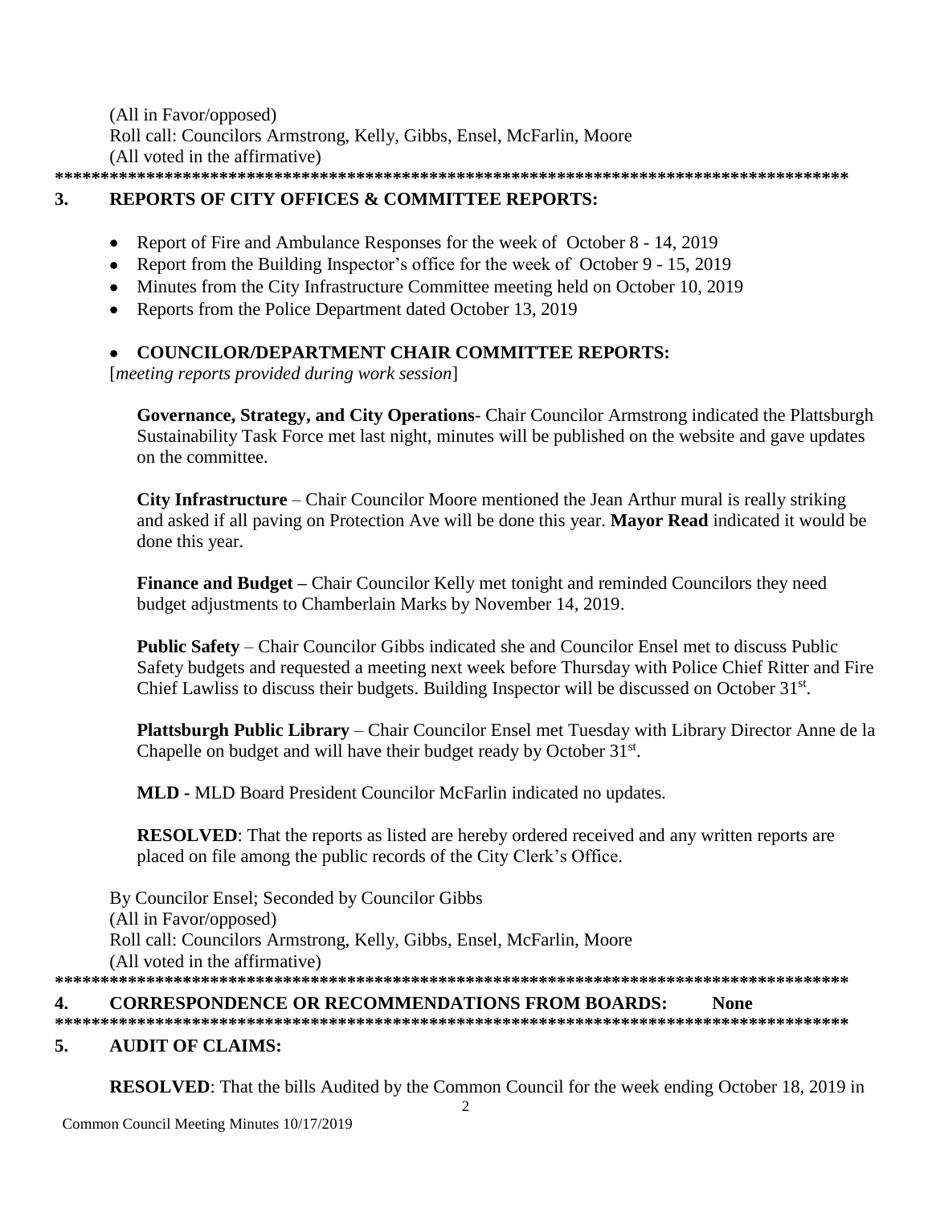(All in Favor/opposed)
Roll call: Councilors Armstrong, Kelly, Gibbs, Ensel, McFarlin, Moore
(All voted in the affirmative)

*******************************************************************************************

## 3. REPORTS OF CITY OFFICES & COMMITTEE REPORTS:

- Report of Fire and Ambulance Responses for the week of October 8 - 14, 2019
- Report from the Building Inspector's office for the week of October 9 - 15, 2019
- Minutes from the City Infrastructure Committee meeting held on October 10, 2019
- Reports from the Police Department dated October 13, 2019

- **COUNCILOR/DEPARTMENT CHAIR COMMITTEE REPORTS:**

[*meeting reports provided during work session*]

**Governance, Strategy, and City Operations**- Chair Councilor Armstrong indicated the Plattsburgh Sustainability Task Force met last night, minutes will be published on the website and gave updates on the committee.

**City Infrastructure** – Chair Councilor Moore mentioned the Jean Arthur mural is really striking and asked if all paving on Protection Ave will be done this year. **Mayor Read** indicated it would be done this year.

**Finance and Budget –** Chair Councilor Kelly met tonight and reminded Councilors they need budget adjustments to Chamberlain Marks by November 14, 2019.

**Public Safety** – Chair Councilor Gibbs indicated she and Councilor Ensel met to discuss Public Safety budgets and requested a meeting next week before Thursday with Police Chief Ritter and Fire Chief Lawliss to discuss their budgets. Building Inspector will be discussed on October 31st.

**Plattsburgh Public Library** – Chair Councilor Ensel met Tuesday with Library Director Anne de la Chapelle on budget and will have their budget ready by October 31st.

**MLD -** MLD Board President Councilor McFarlin indicated no updates.

**RESOLVED**: That the reports as listed are hereby ordered received and any written reports are placed on file among the public records of the City Clerk's Office.

By Councilor Ensel; Seconded by Councilor Gibbs
(All in Favor/opposed)
Roll call: Councilors Armstrong, Kelly, Gibbs, Ensel, McFarlin, Moore
(All voted in the affirmative)

*******************************************************************************************

## 4. CORRESPONDENCE OR RECOMMENDATIONS FROM BOARDS: None

*******************************************************************************************

## 5. AUDIT OF CLAIMS:

**RESOLVED**: That the bills Audited by the Common Council for the week ending October 18, 2019 in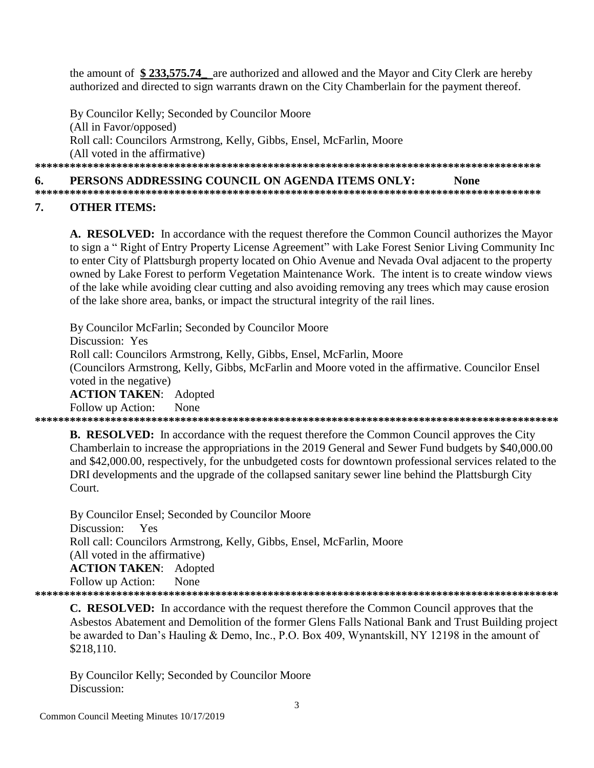the amount of **$ 233,575.74_** are authorized and allowed and the Mayor and City Clerk are hereby authorized and directed to sign warrants drawn on the City Chamberlain for the payment thereof.

By Councilor Kelly; Seconded by Councilor Moore
(All in Favor/opposed)
Roll call: Councilors Armstrong, Kelly, Gibbs, Ensel, McFarlin, Moore
(All voted in the affirmative)

*****************************************************************************************

## 6. PERSONS ADDRESSING COUNCIL ON AGENDA ITEMS ONLY: None

*****************************************************************************************

## 7. OTHER ITEMS:

**A. RESOLVED:** In accordance with the request therefore the Common Council authorizes the Mayor to sign a " Right of Entry Property License Agreement" with Lake Forest Senior Living Community Inc to enter City of Plattsburgh property located on Ohio Avenue and Nevada Oval adjacent to the property owned by Lake Forest to perform Vegetation Maintenance Work. The intent is to create window views of the lake while avoiding clear cutting and also avoiding removing any trees which may cause erosion of the lake shore area, banks, or impact the structural integrity of the rail lines.

By Councilor McFarlin; Seconded by Councilor Moore
Discussion: Yes
Roll call: Councilors Armstrong, Kelly, Gibbs, Ensel, McFarlin, Moore
(Councilors Armstrong, Kelly, Gibbs, McFarlin and Moore voted in the affirmative. Councilor Ensel voted in the negative)
**ACTION TAKEN**: Adopted
Follow up Action: None

*****************************************************************************************

**B. RESOLVED:** In accordance with the request therefore the Common Council approves the City Chamberlain to increase the appropriations in the 2019 General and Sewer Fund budgets by $40,000.00 and $42,000.00, respectively, for the unbudgeted costs for downtown professional services related to the DRI developments and the upgrade of the collapsed sanitary sewer line behind the Plattsburgh City Court.

By Councilor Ensel; Seconded by Councilor Moore
Discussion: Yes
Roll call: Councilors Armstrong, Kelly, Gibbs, Ensel, McFarlin, Moore
(All voted in the affirmative)
**ACTION TAKEN**: Adopted
Follow up Action: None

*****************************************************************************************

**C. RESOLVED:** In accordance with the request therefore the Common Council approves that the Asbestos Abatement and Demolition of the former Glens Falls National Bank and Trust Building project be awarded to Dan's Hauling & Demo, Inc., P.O. Box 409, Wynantskill, NY 12198 in the amount of $218,110.

By Councilor Kelly; Seconded by Councilor Moore
Discussion: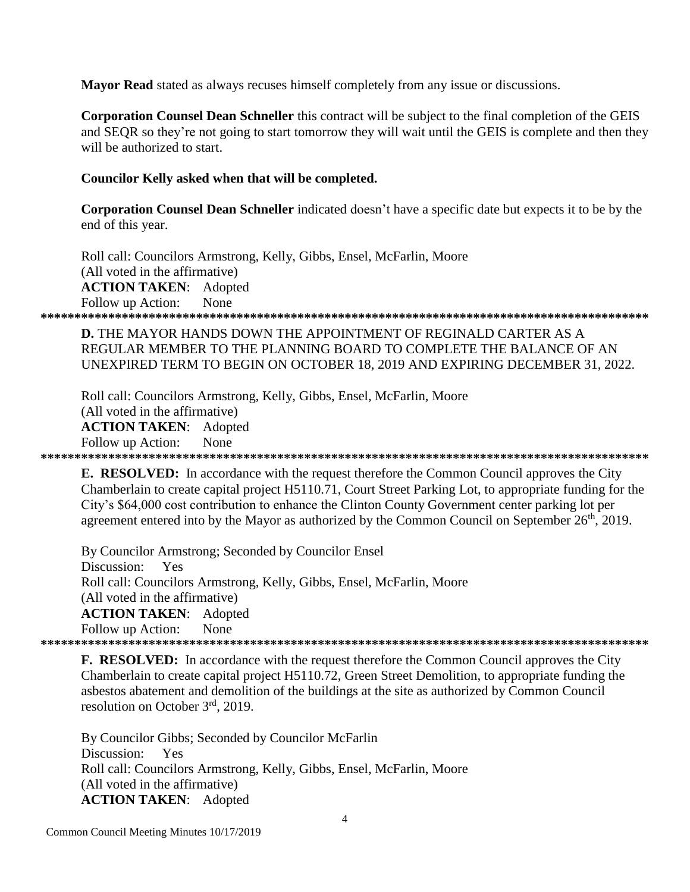**Mayor Read** stated as always recuses himself completely from any issue or discussions.

**Corporation Counsel Dean Schneller** this contract will be subject to the final completion of the GEIS and SEQR so they're not going to start tomorrow they will wait until the GEIS is complete and then they will be authorized to start.

**Councilor Kelly asked when that will be completed.**

**Corporation Counsel Dean Schneller** indicated doesn't have a specific date but expects it to be by the end of this year.

Roll call: Councilors Armstrong, Kelly, Gibbs, Ensel, McFarlin, Moore
(All voted in the affirmative)
**ACTION TAKEN**: Adopted
Follow up Action: None

*********************************************************************************************

**D.** THE MAYOR HANDS DOWN THE APPOINTMENT OF REGINALD CARTER AS A REGULAR MEMBER TO THE PLANNING BOARD TO COMPLETE THE BALANCE OF AN UNEXPIRED TERM TO BEGIN ON OCTOBER 18, 2019 AND EXPIRING DECEMBER 31, 2022.

Roll call: Councilors Armstrong, Kelly, Gibbs, Ensel, McFarlin, Moore
(All voted in the affirmative)
**ACTION TAKEN**: Adopted
Follow up Action: None

*********************************************************************************************

**E. RESOLVED:** In accordance with the request therefore the Common Council approves the City Chamberlain to create capital project H5110.71, Court Street Parking Lot, to appropriate funding for the City's $64,000 cost contribution to enhance the Clinton County Government center parking lot per agreement entered into by the Mayor as authorized by the Common Council on September 26th, 2019.

By Councilor Armstrong; Seconded by Councilor Ensel
Discussion: Yes
Roll call: Councilors Armstrong, Kelly, Gibbs, Ensel, McFarlin, Moore
(All voted in the affirmative)
**ACTION TAKEN**: Adopted
Follow up Action: None

*********************************************************************************************

**F. RESOLVED:** In accordance with the request therefore the Common Council approves the City Chamberlain to create capital project H5110.72, Green Street Demolition, to appropriate funding the asbestos abatement and demolition of the buildings at the site as authorized by Common Council resolution on October 3rd, 2019.

By Councilor Gibbs; Seconded by Councilor McFarlin
Discussion: Yes
Roll call: Councilors Armstrong, Kelly, Gibbs, Ensel, McFarlin, Moore
(All voted in the affirmative)
**ACTION TAKEN**: Adopted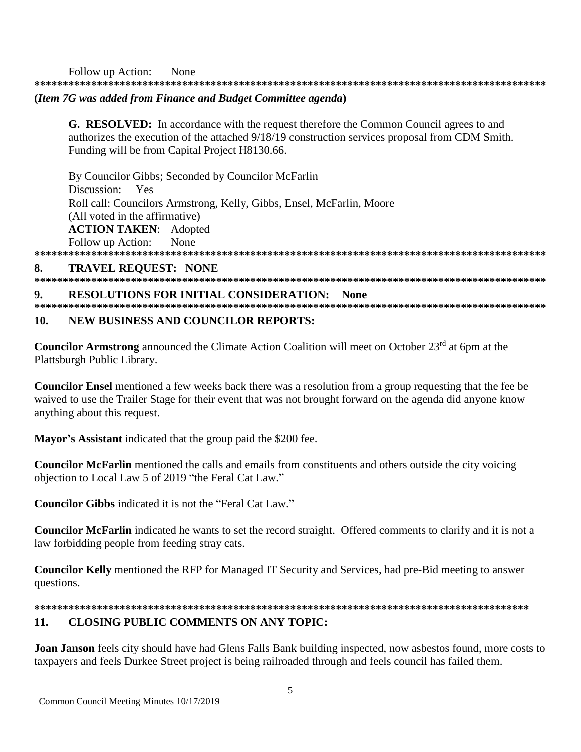Follow up Action: None

*********************************************************************************************

**(*Item 7G was added from Finance and Budget Committee agenda*)**

**G. RESOLVED:** In accordance with the request therefore the Common Council agrees to and authorizes the execution of the attached 9/18/19 construction services proposal from CDM Smith. Funding will be from Capital Project H8130.66.

By Councilor Gibbs; Seconded by Councilor McFarlin
Discussion: Yes
Roll call: Councilors Armstrong, Kelly, Gibbs, Ensel, McFarlin, Moore
(All voted in the affirmative)
**ACTION TAKEN**: Adopted
Follow up Action: None

*********************************************************************************************

## 8. TRAVEL REQUEST: NONE

*********************************************************************************************

## 9. RESOLUTIONS FOR INITIAL CONSIDERATION: None

*********************************************************************************************

## 10. NEW BUSINESS AND COUNCILOR REPORTS:

**Councilor Armstrong** announced the Climate Action Coalition will meet on October 23rd at 6pm at the Plattsburgh Public Library.

**Councilor Ensel** mentioned a few weeks back there was a resolution from a group requesting that the fee be waived to use the Trailer Stage for their event that was not brought forward on the agenda did anyone know anything about this request.

**Mayor's Assistant** indicated that the group paid the $200 fee.

**Councilor McFarlin** mentioned the calls and emails from constituents and others outside the city voicing objection to Local Law 5 of 2019 "the Feral Cat Law."

**Councilor Gibbs** indicated it is not the "Feral Cat Law."

**Councilor McFarlin** indicated he wants to set the record straight. Offered comments to clarify and it is not a law forbidding people from feeding stray cats.

**Councilor Kelly** mentioned the RFP for Managed IT Security and Services, had pre-Bid meeting to answer questions.

*********************************************************************************************

## 11. CLOSING PUBLIC COMMENTS ON ANY TOPIC:

**Joan Janson** feels city should have had Glens Falls Bank building inspected, now asbestos found, more costs to taxpayers and feels Durkee Street project is being railroaded through and feels council has failed them.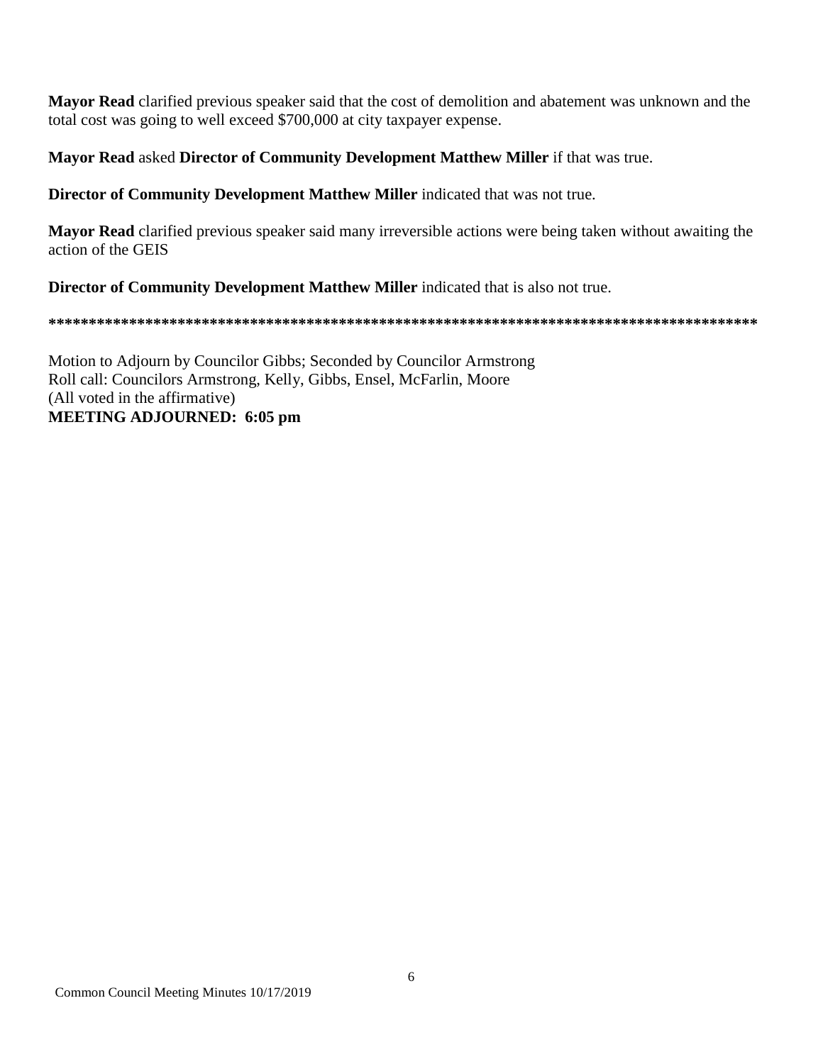**Mayor Read** clarified previous speaker said that the cost of demolition and abatement was unknown and the total cost was going to well exceed $700,000 at city taxpayer expense.

**Mayor Read** asked **Director of Community Development Matthew Miller** if that was true.

**Director of Community Development Matthew Miller** indicated that was not true.

**Mayor Read** clarified previous speaker said many irreversible actions were being taken without awaiting the action of the GEIS

**Director of Community Development Matthew Miller** indicated that is also not true.

**********************************************************************************************

Motion to Adjourn by Councilor Gibbs; Seconded by Councilor Armstrong
Roll call: Councilors Armstrong, Kelly, Gibbs, Ensel, McFarlin, Moore
(All voted in the affirmative)
**MEETING ADJOURNED: 6:05 pm**